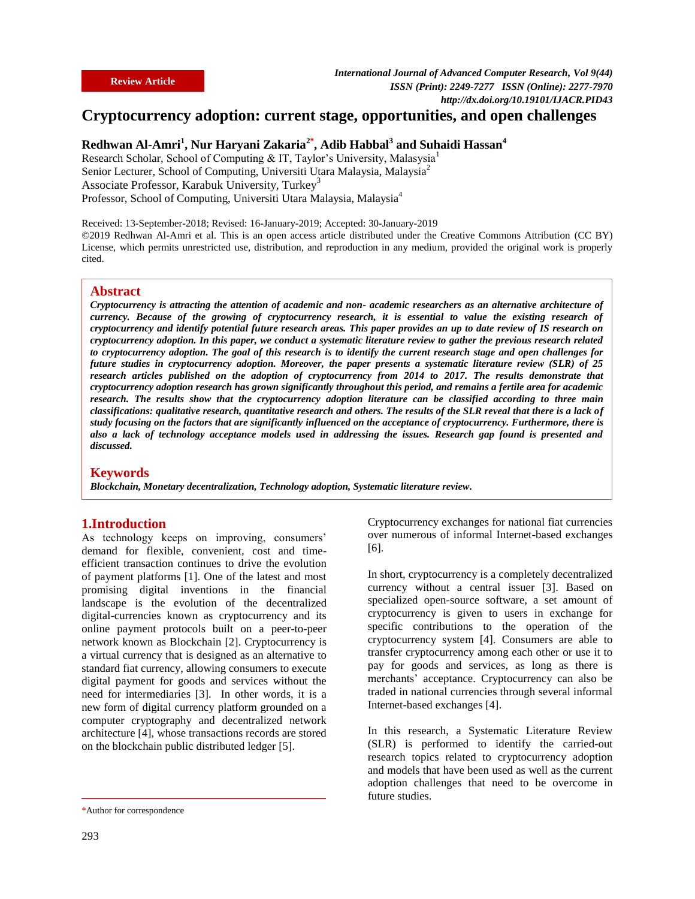Review Article

*International Journal of Advanced Computer Research, Vol 9(44)*
*ISSN (Print): 2249-7277 ISSN (Online): 2277-7970*
*http://dx.doi.org/10.19101/IJACR.PID43*

# Cryptocurrency adoption: current stage, opportunities, and open challenges

**Redhwan Al-Amri[1], Nur Haryani Zakaria[2*], Adib Habbal[3] and Suhaidi Hassan[4]**

Research Scholar, School of Computing & IT, Taylor's University, Malasysia[1]
Senior Lecturer, School of Computing, Universiti Utara Malaysia, Malaysia[2]
Associate Professor, Karabuk University, Turkey[3]
Professor, School of Computing, Universiti Utara Malaysia, Malaysia[4]

Received: 13-September-2018; Revised: 16-January-2019; Accepted: 30-January-2019
©2019 Redhwan Al-Amri et al. This is an open access article distributed under the Creative Commons Attribution (CC BY) License, which permits unrestricted use, distribution, and reproduction in any medium, provided the original work is properly cited.

## Abstract

***Cryptocurrency is attracting the attention of academic and non- academic researchers as an alternative architecture of currency. Because of the growing of cryptocurrency research, it is essential to value the existing research of cryptocurrency and identify potential future research areas. This paper provides an up to date review of IS research on cryptocurrency adoption. In this paper, we conduct a systematic literature review to gather the previous research related to cryptocurrency adoption. The goal of this research is to identify the current research stage and open challenges for future studies in cryptocurrency adoption. Moreover, the paper presents a systematic literature review (SLR) of 25 research articles published on the adoption of cryptocurrency from 2014 to 2017. The results demonstrate that cryptocurrency adoption research has grown significantly throughout this period, and remains a fertile area for academic research. The results show that the cryptocurrency adoption literature can be classified according to three main classifications: qualitative research, quantitative research and others. The results of the SLR reveal that there is a lack of study focusing on the factors that are significantly influenced on the acceptance of cryptocurrency. Furthermore, there is also a lack of technology acceptance models used in addressing the issues. Research gap found is presented and discussed.***

## Keywords

***Blockchain, Monetary decentralization, Technology adoption, Systematic literature review.***

## 1.Introduction

As technology keeps on improving, consumers' demand for flexible, convenient, cost and time-efficient transaction continues to drive the evolution of payment platforms [1]. One of the latest and most promising digital inventions in the financial landscape is the evolution of the decentralized digital-currencies known as cryptocurrency and its online payment protocols built on a peer-to-peer network known as Blockchain [2]. Cryptocurrency is a virtual currency that is designed as an alternative to standard fiat currency, allowing consumers to execute digital payment for goods and services without the need for intermediaries [3]. In other words, it is a new form of digital currency platform grounded on a computer cryptography and decentralized network architecture [4], whose transactions records are stored on the blockchain public distributed ledger [5]. Cryptocurrency exchanges for national fiat currencies over numerous of informal Internet-based exchanges [6].

In short, cryptocurrency is a completely decentralized currency without a central issuer [3]. Based on specialized open-source software, a set amount of cryptocurrency is given to users in exchange for specific contributions to the operation of the cryptocurrency system [4]. Consumers are able to transfer cryptocurrency among each other or use it to pay for goods and services, as long as there is merchants' acceptance. Cryptocurrency can also be traded in national currencies through several informal Internet-based exchanges [4].

In this research, a Systematic Literature Review (SLR) is performed to identify the carried-out research topics related to cryptocurrency adoption and models that have been used as well as the current adoption challenges that need to be overcome in future studies.

*Author for correspondence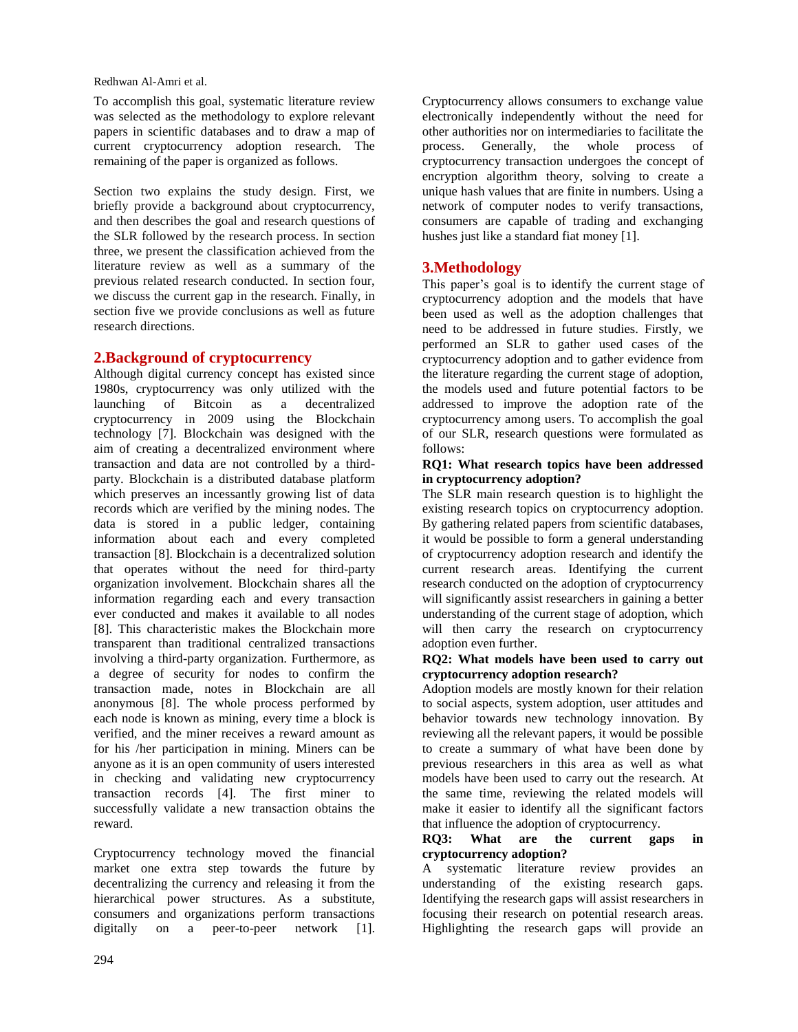To accomplish this goal, systematic literature review was selected as the methodology to explore relevant papers in scientific databases and to draw a map of current cryptocurrency adoption research. The remaining of the paper is organized as follows.

Section two explains the study design. First, we briefly provide a background about cryptocurrency, and then describes the goal and research questions of the SLR followed by the research process. In section three, we present the classification achieved from the literature review as well as a summary of the previous related research conducted. In section four, we discuss the current gap in the research. Finally, in section five we provide conclusions as well as future research directions.

## 2.Background of cryptocurrency

Although digital currency concept has existed since 1980s, cryptocurrency was only utilized with the launching of Bitcoin as a decentralized cryptocurrency in 2009 using the Blockchain technology [7]. Blockchain was designed with the aim of creating a decentralized environment where transaction and data are not controlled by a third-party. Blockchain is a distributed database platform which preserves an incessantly growing list of data records which are verified by the mining nodes. The data is stored in a public ledger, containing information about each and every completed transaction [8]. Blockchain is a decentralized solution that operates without the need for third-party organization involvement. Blockchain shares all the information regarding each and every transaction ever conducted and makes it available to all nodes [8]. This characteristic makes the Blockchain more transparent than traditional centralized transactions involving a third-party organization. Furthermore, as a degree of security for nodes to confirm the transaction made, notes in Blockchain are all anonymous [8]. The whole process performed by each node is known as mining, every time a block is verified, and the miner receives a reward amount as for his /her participation in mining. Miners can be anyone as it is an open community of users interested in checking and validating new cryptocurrency transaction records [4]. The first miner to successfully validate a new transaction obtains the reward.

Cryptocurrency technology moved the financial market one extra step towards the future by decentralizing the currency and releasing it from the hierarchical power structures. As a substitute, consumers and organizations perform transactions digitally on a peer-to-peer network [1]. Cryptocurrency allows consumers to exchange value electronically independently without the need for other authorities nor on intermediaries to facilitate the process. Generally, the whole process of cryptocurrency transaction undergoes the concept of encryption algorithm theory, solving to create a unique hash values that are finite in numbers. Using a network of computer nodes to verify transactions, consumers are capable of trading and exchanging hushes just like a standard fiat money [1].

## 3.Methodology

This paper's goal is to identify the current stage of cryptocurrency adoption and the models that have been used as well as the adoption challenges that need to be addressed in future studies. Firstly, we performed an SLR to gather used cases of the cryptocurrency adoption and to gather evidence from the literature regarding the current stage of adoption, the models used and future potential factors to be addressed to improve the adoption rate of the cryptocurrency among users. To accomplish the goal of our SLR, research questions were formulated as follows:

**RQ1: What research topics have been addressed in cryptocurrency adoption?**

The SLR main research question is to highlight the existing research topics on cryptocurrency adoption. By gathering related papers from scientific databases, it would be possible to form a general understanding of cryptocurrency adoption research and identify the current research areas. Identifying the current research conducted on the adoption of cryptocurrency will significantly assist researchers in gaining a better understanding of the current stage of adoption, which will then carry the research on cryptocurrency adoption even further.

**RQ2: What models have been used to carry out cryptocurrency adoption research?**

Adoption models are mostly known for their relation to social aspects, system adoption, user attitudes and behavior towards new technology innovation. By reviewing all the relevant papers, it would be possible to create a summary of what have been done by previous researchers in this area as well as what models have been used to carry out the research. At the same time, reviewing the related models will make it easier to identify all the significant factors that influence the adoption of cryptocurrency.

**RQ3: What are the current gaps in cryptocurrency adoption?**

A systematic literature review provides an understanding of the existing research gaps. Identifying the research gaps will assist researchers in focusing their research on potential research areas. Highlighting the research gaps will provide an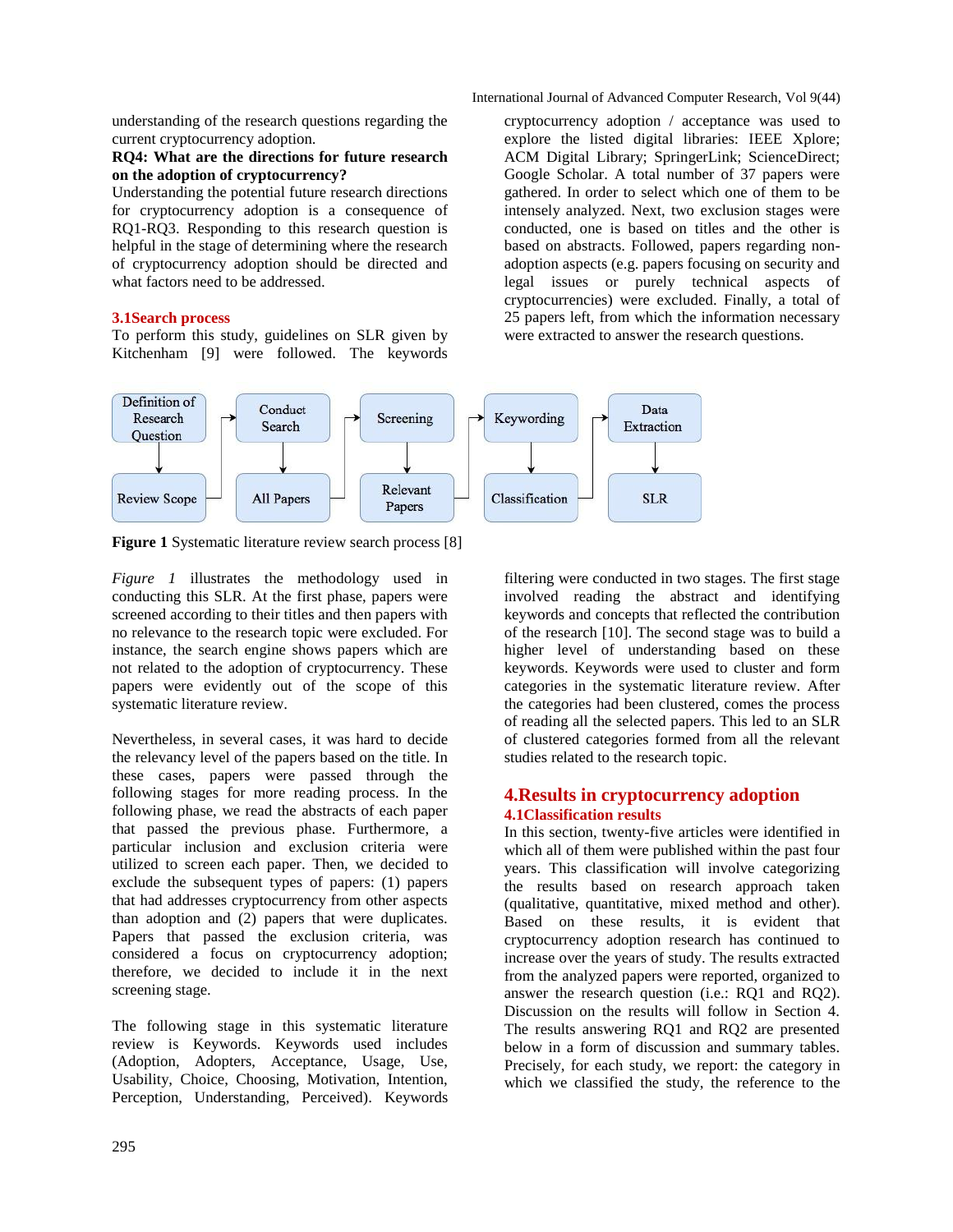understanding of the research questions regarding the current cryptocurrency adoption.

**RQ4: What are the directions for future research on the adoption of cryptocurrency?**

Understanding the potential future research directions for cryptocurrency adoption is a consequence of RQ1-RQ3. Responding to this research question is helpful in the stage of determining where the research of cryptocurrency adoption should be directed and what factors need to be addressed.

### 3.1Search process

To perform this study, guidelines on SLR given by Kitchenham [9] were followed. The keywords cryptocurrency adoption / acceptance was used to explore the listed digital libraries: IEEE Xplore; ACM Digital Library; SpringerLink; ScienceDirect; Google Scholar. A total number of 37 papers were gathered. In order to select which one of them to be intensely analyzed. Next, two exclusion stages were conducted, one is based on titles and the other is based on abstracts. Followed, papers regarding non-adoption aspects (e.g. papers focusing on security and legal issues or purely technical aspects of cryptocurrencies) were excluded. Finally, a total of 25 papers left, from which the information necessary were extracted to answer the research questions.

**Figure 1** Systematic literature review search process [8]

*Figure 1* illustrates the methodology used in conducting this SLR. At the first phase, papers were screened according to their titles and then papers with no relevance to the research topic were excluded. For instance, the search engine shows papers which are not related to the adoption of cryptocurrency. These papers were evidently out of the scope of this systematic literature review.

Nevertheless, in several cases, it was hard to decide the relevancy level of the papers based on the title. In these cases, papers were passed through the following stages for more reading process. In the following phase, we read the abstracts of each paper that passed the previous phase. Furthermore, a particular inclusion and exclusion criteria were utilized to screen each paper. Then, we decided to exclude the subsequent types of papers: (1) papers that had addresses cryptocurrency from other aspects than adoption and (2) papers that were duplicates. Papers that passed the exclusion criteria, was considered a focus on cryptocurrency adoption; therefore, we decided to include it in the next screening stage.

The following stage in this systematic literature review is Keywords. Keywords used includes (Adoption, Adopters, Acceptance, Usage, Use, Usability, Choice, Choosing, Motivation, Intention, Perception, Understanding, Perceived). Keywords filtering were conducted in two stages. The first stage involved reading the abstract and identifying keywords and concepts that reflected the contribution of the research [10]. The second stage was to build a higher level of understanding based on these keywords. Keywords were used to cluster and form categories in the systematic literature review. After the categories had been clustered, comes the process of reading all the selected papers. This led to an SLR of clustered categories formed from all the relevant studies related to the research topic.

## 4.Results in cryptocurrency adoption

### 4.1Classification results

In this section, twenty-five articles were identified in which all of them were published within the past four years. This classification will involve categorizing the results based on research approach taken (qualitative, quantitative, mixed method and other). Based on these results, it is evident that cryptocurrency adoption research has continued to increase over the years of study. The results extracted from the analyzed papers were reported, organized to answer the research question (i.e.: RQ1 and RQ2). Discussion on the results will follow in Section 4. The results answering RQ1 and RQ2 are presented below in a form of discussion and summary tables. Precisely, for each study, we report: the category in which we classified the study, the reference to the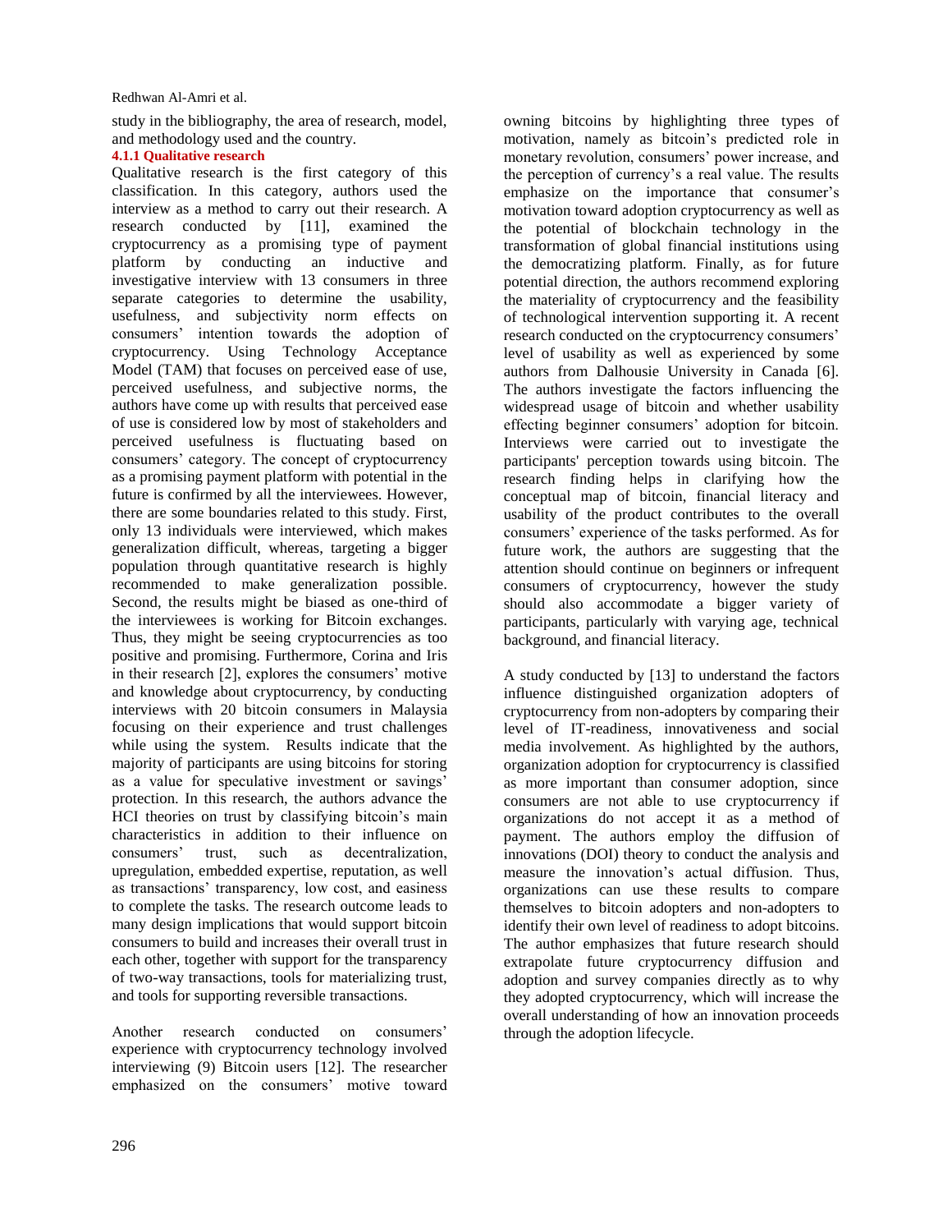study in the bibliography, the area of research, model, and methodology used and the country.

### 4.1.1 Qualitative research

Qualitative research is the first category of this classification. In this category, authors used the interview as a method to carry out their research. A research conducted by [11], examined the cryptocurrency as a promising type of payment platform by conducting an inductive and investigative interview with 13 consumers in three separate categories to determine the usability, usefulness, and subjectivity norm effects on consumers' intention towards the adoption of cryptocurrency. Using Technology Acceptance Model (TAM) that focuses on perceived ease of use, perceived usefulness, and subjective norms, the authors have come up with results that perceived ease of use is considered low by most of stakeholders and perceived usefulness is fluctuating based on consumers' category. The concept of cryptocurrency as a promising payment platform with potential in the future is confirmed by all the interviewees. However, there are some boundaries related to this study. First, only 13 individuals were interviewed, which makes generalization difficult, whereas, targeting a bigger population through quantitative research is highly recommended to make generalization possible. Second, the results might be biased as one-third of the interviewees is working for Bitcoin exchanges. Thus, they might be seeing cryptocurrencies as too positive and promising. Furthermore, Corina and Iris in their research [2], explores the consumers' motive and knowledge about cryptocurrency, by conducting interviews with 20 bitcoin consumers in Malaysia focusing on their experience and trust challenges while using the system. Results indicate that the majority of participants are using bitcoins for storing as a value for speculative investment or savings' protection. In this research, the authors advance the HCI theories on trust by classifying bitcoin's main characteristics in addition to their influence on consumers' trust, such as decentralization, upregulation, embedded expertise, reputation, as well as transactions' transparency, low cost, and easiness to complete the tasks. The research outcome leads to many design implications that would support bitcoin consumers to build and increases their overall trust in each other, together with support for the transparency of two-way transactions, tools for materializing trust, and tools for supporting reversible transactions.

Another research conducted on consumers' experience with cryptocurrency technology involved interviewing (9) Bitcoin users [12]. The researcher emphasized on the consumers' motive toward owning bitcoins by highlighting three types of motivation, namely as bitcoin's predicted role in monetary revolution, consumers' power increase, and the perception of currency's a real value. The results emphasize on the importance that consumer's motivation toward adoption cryptocurrency as well as the potential of blockchain technology in the transformation of global financial institutions using the democratizing platform. Finally, as for future potential direction, the authors recommend exploring the materiality of cryptocurrency and the feasibility of technological intervention supporting it. A recent research conducted on the cryptocurrency consumers' level of usability as well as experienced by some authors from Dalhousie University in Canada [6]. The authors investigate the factors influencing the widespread usage of bitcoin and whether usability effecting beginner consumers' adoption for bitcoin. Interviews were carried out to investigate the participants' perception towards using bitcoin. The research finding helps in clarifying how the conceptual map of bitcoin, financial literacy and usability of the product contributes to the overall consumers' experience of the tasks performed. As for future work, the authors are suggesting that the attention should continue on beginners or infrequent consumers of cryptocurrency, however the study should also accommodate a bigger variety of participants, particularly with varying age, technical background, and financial literacy.

A study conducted by [13] to understand the factors influence distinguished organization adopters of cryptocurrency from non-adopters by comparing their level of IT-readiness, innovativeness and social media involvement. As highlighted by the authors, organization adoption for cryptocurrency is classified as more important than consumer adoption, since consumers are not able to use cryptocurrency if organizations do not accept it as a method of payment. The authors employ the diffusion of innovations (DOI) theory to conduct the analysis and measure the innovation's actual diffusion. Thus, organizations can use these results to compare themselves to bitcoin adopters and non-adopters to identify their own level of readiness to adopt bitcoins. The author emphasizes that future research should extrapolate future cryptocurrency diffusion and adoption and survey companies directly as to why they adopted cryptocurrency, which will increase the overall understanding of how an innovation proceeds through the adoption lifecycle.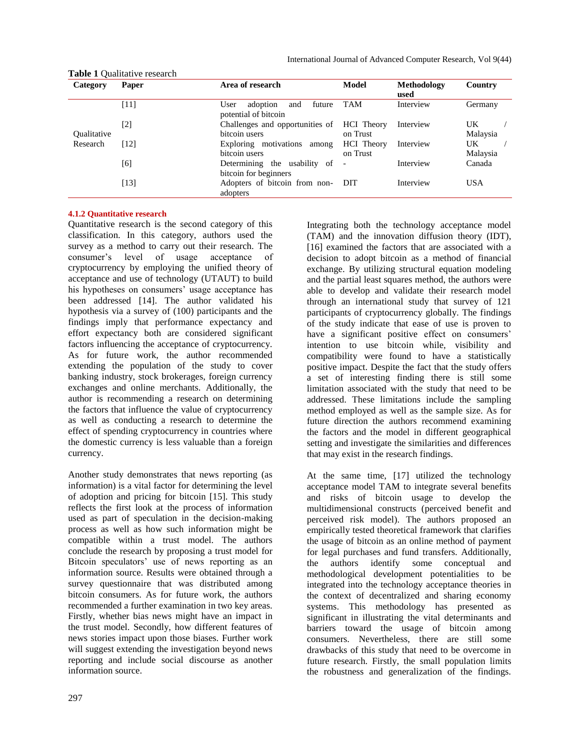**Table 1** Qualitative research

| Category | Paper | Area of research | Model | Methodology used | Country |
|---|---|---|---|---|---|
| Qualitative Research | [11] | User adoption and future potential of bitcoin | TAM | Interview | Germany |
| | [2] | Challenges and opportunities of bitcoin users | HCI Theory on Trust | Interview | UK / Malaysia |
| | [12] | Exploring motivations among bitcoin users | HCI Theory on Trust | Interview | UK / Malaysia |
| | [6] | Determining the usability of bitcoin for beginners | - | Interview | Canada |
| | [13] | Adopters of bitcoin from non-adopters | DIT | Interview | USA |

#### 4.1.2 Quantitative research

Quantitative research is the second category of this classification. In this category, authors used the survey as a method to carry out their research. The consumer's level of usage acceptance of cryptocurrency by employing the unified theory of acceptance and use of technology (UTAUT) to build his hypotheses on consumers' usage acceptance has been addressed [14]. The author validated his hypothesis via a survey of (100) participants and the findings imply that performance expectancy and effort expectancy both are considered significant factors influencing the acceptance of cryptocurrency. As for future work, the author recommended extending the population of the study to cover banking industry, stock brokerages, foreign currency exchanges and online merchants. Additionally, the author is recommending a research on determining the factors that influence the value of cryptocurrency as well as conducting a research to determine the effect of spending cryptocurrency in countries where the domestic currency is less valuable than a foreign currency.

Another study demonstrates that news reporting (as information) is a vital factor for determining the level of adoption and pricing for bitcoin [15]. This study reflects the first look at the process of information used as part of speculation in the decision-making process as well as how such information might be compatible within a trust model. The authors conclude the research by proposing a trust model for Bitcoin speculators' use of news reporting as an information source. Results were obtained through a survey questionnaire that was distributed among bitcoin consumers. As for future work, the authors recommended a further examination in two key areas. Firstly, whether bias news might have an impact in the trust model. Secondly, how different features of news stories impact upon those biases. Further work will suggest extending the investigation beyond news reporting and include social discourse as another information source.

Integrating both the technology acceptance model (TAM) and the innovation diffusion theory (IDT), [16] examined the factors that are associated with a decision to adopt bitcoin as a method of financial exchange. By utilizing structural equation modeling and the partial least squares method, the authors were able to develop and validate their research model through an international study that survey of 121 participants of cryptocurrency globally. The findings of the study indicate that ease of use is proven to have a significant positive effect on consumers' intention to use bitcoin while, visibility and compatibility were found to have a statistically positive impact. Despite the fact that the study offers a set of interesting finding there is still some limitation associated with the study that need to be addressed. These limitations include the sampling method employed as well as the sample size. As for future direction the authors recommend examining the factors and the model in different geographical setting and investigate the similarities and differences that may exist in the research findings.

At the same time, [17] utilized the technology acceptance model TAM to integrate several benefits and risks of bitcoin usage to develop the multidimensional constructs (perceived benefit and perceived risk model). The authors proposed an empirically tested theoretical framework that clarifies the usage of bitcoin as an online method of payment for legal purchases and fund transfers. Additionally, the authors identify some conceptual and methodological development potentialities to be integrated into the technology acceptance theories in the context of decentralized and sharing economy systems. This methodology has presented as significant in illustrating the vital determinants and barriers toward the usage of bitcoin among consumers. Nevertheless, there are still some drawbacks of this study that need to be overcome in future research. Firstly, the small population limits the robustness and generalization of the findings.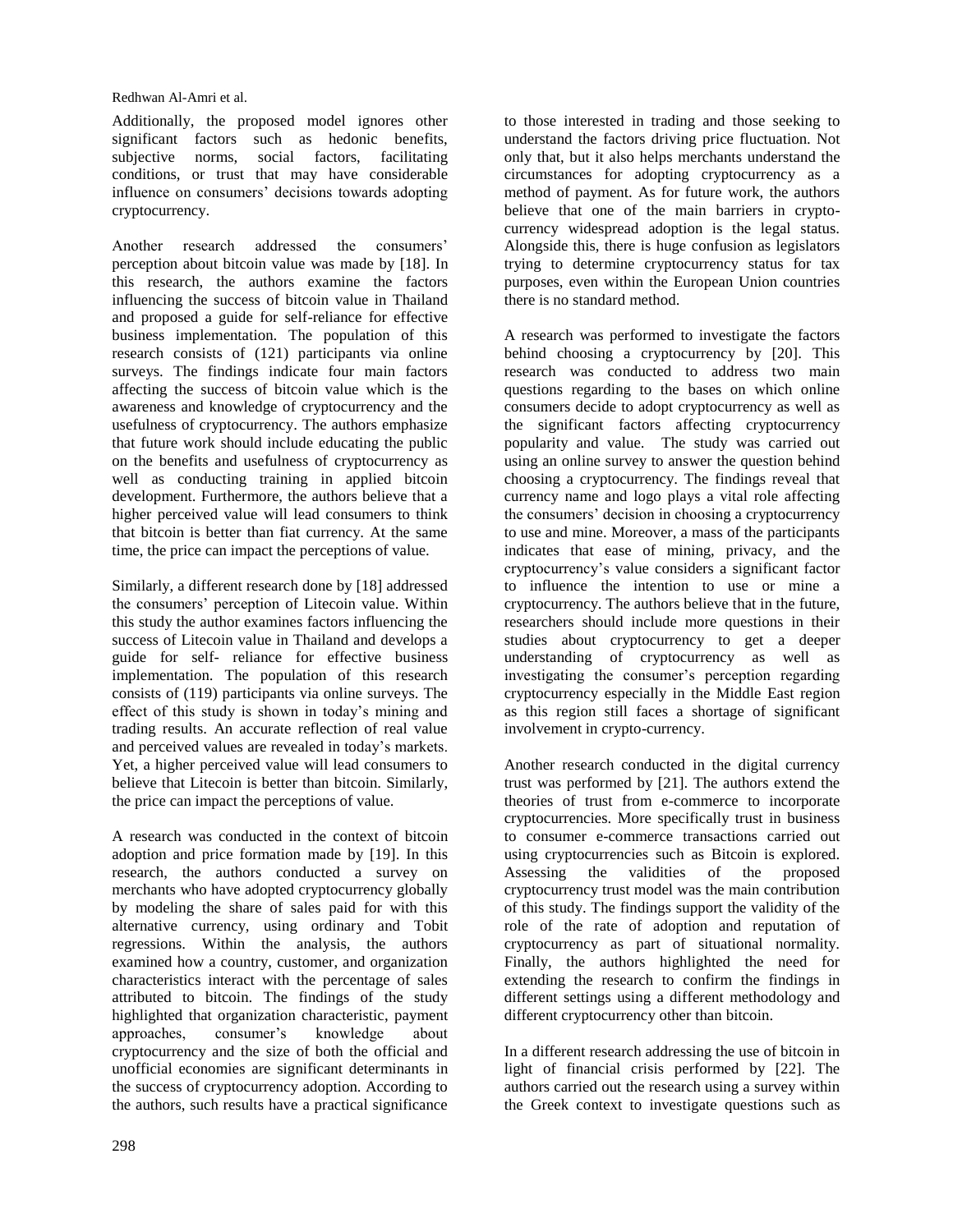Additionally, the proposed model ignores other significant factors such as hedonic benefits, subjective norms, social factors, facilitating conditions, or trust that may have considerable influence on consumers' decisions towards adopting cryptocurrency.

Another research addressed the consumers' perception about bitcoin value was made by [18]. In this research, the authors examine the factors influencing the success of bitcoin value in Thailand and proposed a guide for self-reliance for effective business implementation. The population of this research consists of (121) participants via online surveys. The findings indicate four main factors affecting the success of bitcoin value which is the awareness and knowledge of cryptocurrency and the usefulness of cryptocurrency. The authors emphasize that future work should include educating the public on the benefits and usefulness of cryptocurrency as well as conducting training in applied bitcoin development. Furthermore, the authors believe that a higher perceived value will lead consumers to think that bitcoin is better than fiat currency. At the same time, the price can impact the perceptions of value.

Similarly, a different research done by [18] addressed the consumers' perception of Litecoin value. Within this study the author examines factors influencing the success of Litecoin value in Thailand and develops a guide for self- reliance for effective business implementation. The population of this research consists of (119) participants via online surveys. The effect of this study is shown in today's mining and trading results. An accurate reflection of real value and perceived values are revealed in today's markets. Yet, a higher perceived value will lead consumers to believe that Litecoin is better than bitcoin. Similarly, the price can impact the perceptions of value.

A research was conducted in the context of bitcoin adoption and price formation made by [19]. In this research, the authors conducted a survey on merchants who have adopted cryptocurrency globally by modeling the share of sales paid for with this alternative currency, using ordinary and Tobit regressions. Within the analysis, the authors examined how a country, customer, and organization characteristics interact with the percentage of sales attributed to bitcoin. The findings of the study highlighted that organization characteristic, payment approaches, consumer's knowledge about cryptocurrency and the size of both the official and unofficial economies are significant determinants in the success of cryptocurrency adoption. According to the authors, such results have a practical significance to those interested in trading and those seeking to understand the factors driving price fluctuation. Not only that, but it also helps merchants understand the circumstances for adopting cryptocurrency as a method of payment. As for future work, the authors believe that one of the main barriers in crypto-currency widespread adoption is the legal status. Alongside this, there is huge confusion as legislators trying to determine cryptocurrency status for tax purposes, even within the European Union countries there is no standard method.

A research was performed to investigate the factors behind choosing a cryptocurrency by [20]. This research was conducted to address two main questions regarding to the bases on which online consumers decide to adopt cryptocurrency as well as the significant factors affecting cryptocurrency popularity and value. The study was carried out using an online survey to answer the question behind choosing a cryptocurrency. The findings reveal that currency name and logo plays a vital role affecting the consumers' decision in choosing a cryptocurrency to use and mine. Moreover, a mass of the participants indicates that ease of mining, privacy, and the cryptocurrency's value considers a significant factor to influence the intention to use or mine a cryptocurrency. The authors believe that in the future, researchers should include more questions in their studies about cryptocurrency to get a deeper understanding of cryptocurrency as well as investigating the consumer's perception regarding cryptocurrency especially in the Middle East region as this region still faces a shortage of significant involvement in crypto-currency.

Another research conducted in the digital currency trust was performed by [21]. The authors extend the theories of trust from e-commerce to incorporate cryptocurrencies. More specifically trust in business to consumer e-commerce transactions carried out using cryptocurrencies such as Bitcoin is explored. Assessing the validities of the proposed cryptocurrency trust model was the main contribution of this study. The findings support the validity of the role of the rate of adoption and reputation of cryptocurrency as part of situational normality. Finally, the authors highlighted the need for extending the research to confirm the findings in different settings using a different methodology and different cryptocurrency other than bitcoin.

In a different research addressing the use of bitcoin in light of financial crisis performed by [22]. The authors carried out the research using a survey within the Greek context to investigate questions such as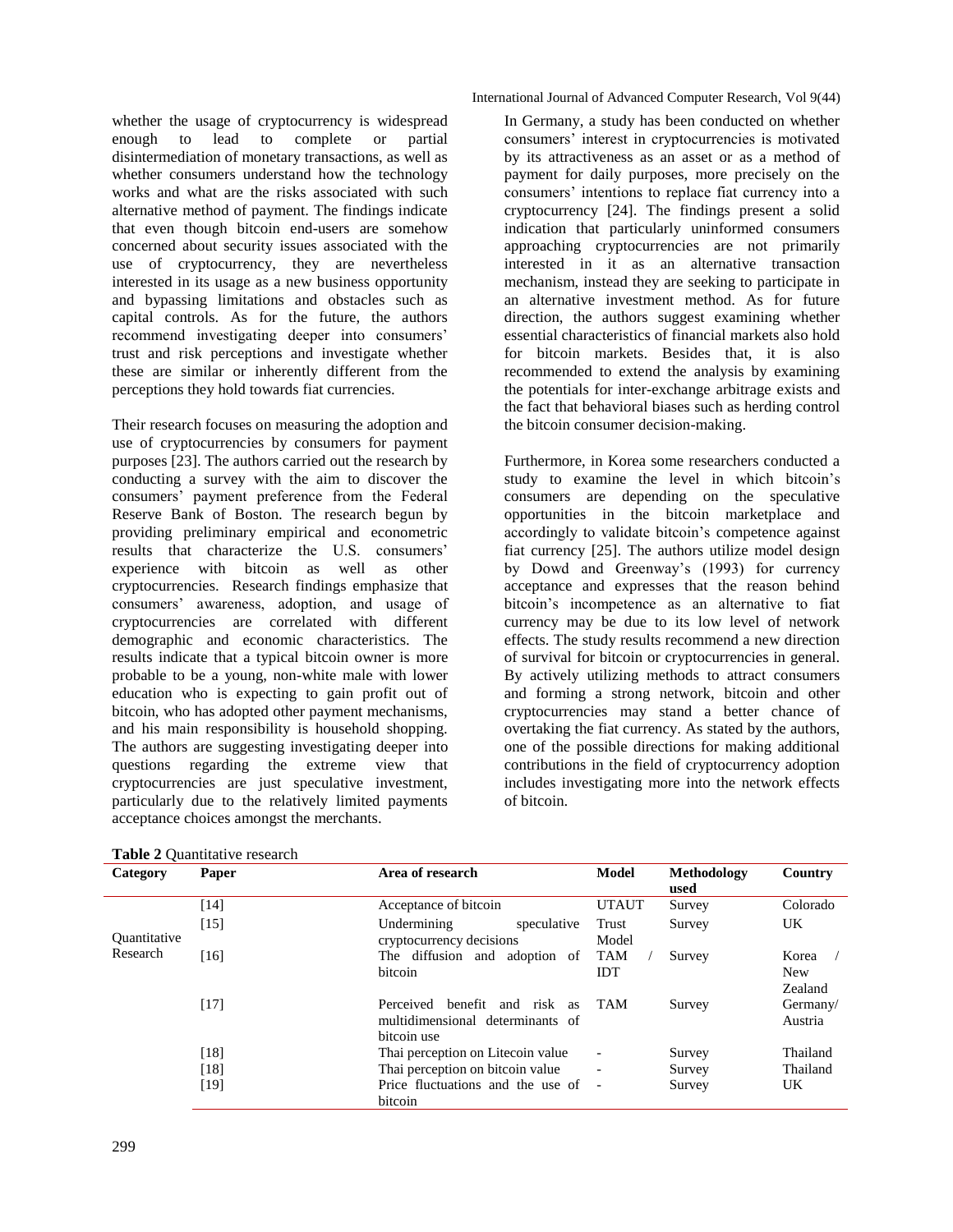whether the usage of cryptocurrency is widespread enough to lead to complete or partial disintermediation of monetary transactions, as well as whether consumers understand how the technology works and what are the risks associated with such alternative method of payment. The findings indicate that even though bitcoin end-users are somehow concerned about security issues associated with the use of cryptocurrency, they are nevertheless interested in its usage as a new business opportunity and bypassing limitations and obstacles such as capital controls. As for the future, the authors recommend investigating deeper into consumers' trust and risk perceptions and investigate whether these are similar or inherently different from the perceptions they hold towards fiat currencies.

Their research focuses on measuring the adoption and use of cryptocurrencies by consumers for payment purposes [23]. The authors carried out the research by conducting a survey with the aim to discover the consumers' payment preference from the Federal Reserve Bank of Boston. The research begun by providing preliminary empirical and econometric results that characterize the U.S. consumers' experience with bitcoin as well as other cryptocurrencies. Research findings emphasize that consumers' awareness, adoption, and usage of cryptocurrencies are correlated with different demographic and economic characteristics. The results indicate that a typical bitcoin owner is more probable to be a young, non-white male with lower education who is expecting to gain profit out of bitcoin, who has adopted other payment mechanisms, and his main responsibility is household shopping. The authors are suggesting investigating deeper into questions regarding the extreme view that cryptocurrencies are just speculative investment, particularly due to the relatively limited payments acceptance choices amongst the merchants.

In Germany, a study has been conducted on whether consumers' interest in cryptocurrencies is motivated by its attractiveness as an asset or as a method of payment for daily purposes, more precisely on the consumers' intentions to replace fiat currency into a cryptocurrency [24]. The findings present a solid indication that particularly uninformed consumers approaching cryptocurrencies are not primarily interested in it as an alternative transaction mechanism, instead they are seeking to participate in an alternative investment method. As for future direction, the authors suggest examining whether essential characteristics of financial markets also hold for bitcoin markets. Besides that, it is also recommended to extend the analysis by examining the potentials for inter-exchange arbitrage exists and the fact that behavioral biases such as herding control the bitcoin consumer decision-making.

Furthermore, in Korea some researchers conducted a study to examine the level in which bitcoin's consumers are depending on the speculative opportunities in the bitcoin marketplace and accordingly to validate bitcoin's competence against fiat currency [25]. The authors utilize model design by Dowd and Greenway's (1993) for currency acceptance and expresses that the reason behind bitcoin's incompetence as an alternative to fiat currency may be due to its low level of network effects. The study results recommend a new direction of survival for bitcoin or cryptocurrencies in general. By actively utilizing methods to attract consumers and forming a strong network, bitcoin and other cryptocurrencies may stand a better chance of overtaking the fiat currency. As stated by the authors, one of the possible directions for making additional contributions in the field of cryptocurrency adoption includes investigating more into the network effects of bitcoin.

**Table 2** Quantitative research

| Category | Paper | Area of research | Model | Methodology used | Country |
|---|---|---|---|---|---|
| Quantitative Research | [14] | Acceptance of bitcoin | UTAUT | Survey | Colorado |
| | [15] | Undermining speculative cryptocurrency decisions | Trust Model | Survey | UK |
| | [16] | The diffusion and adoption of bitcoin | TAM / IDT | Survey | Korea / New Zealand |
| | [17] | Perceived benefit and risk as multidimensional determinants of bitcoin use | TAM | Survey | Germany/ Austria |
| | [18] | Thai perception on Litecoin value | - | Survey | Thailand |
| | [18] | Thai perception on bitcoin value | - | Survey | Thailand |
| | [19] | Price fluctuations and the use of bitcoin | - | Survey | UK |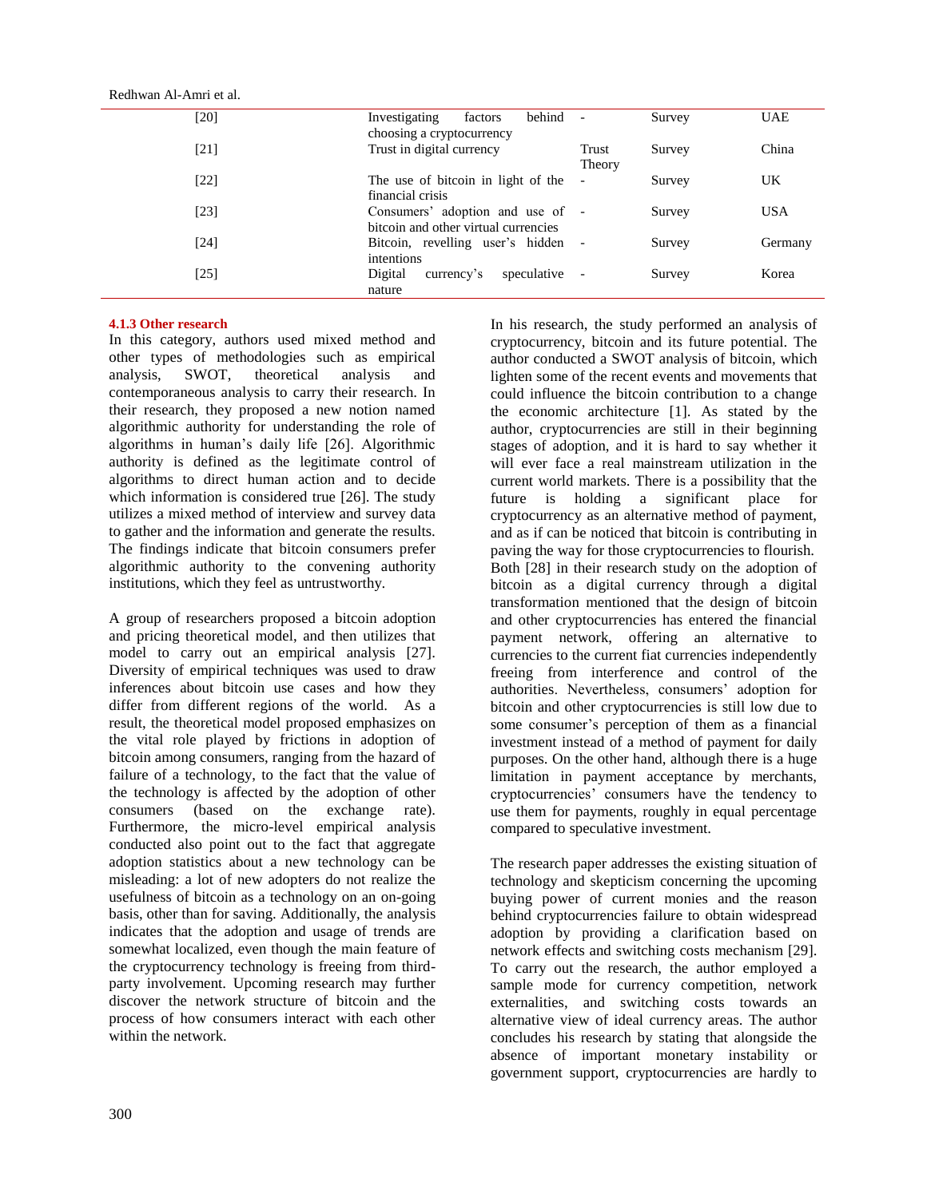| | | | | |
|---|---|---|---|---|
| [20] | Investigating factors behind choosing a cryptocurrency | - | Survey | UAE |
| [21] | Trust in digital currency | Trust Theory | Survey | China |
| [22] | The use of bitcoin in light of the financial crisis | - | Survey | UK |
| [23] | Consumers' adoption and use of bitcoin and other virtual currencies | - | Survey | USA |
| [24] | Bitcoin, revelling user's hidden intentions | - | Survey | Germany |
| [25] | Digital currency's speculative nature | - | Survey | Korea |

#### 4.1.3 Other research

In this category, authors used mixed method and other types of methodologies such as empirical analysis, SWOT, theoretical analysis and contemporaneous analysis to carry their research. In their research, they proposed a new notion named algorithmic authority for understanding the role of algorithms in human's daily life [26]. Algorithmic authority is defined as the legitimate control of algorithms to direct human action and to decide which information is considered true [26]. The study utilizes a mixed method of interview and survey data to gather and the information and generate the results. The findings indicate that bitcoin consumers prefer algorithmic authority to the convening authority institutions, which they feel as untrustworthy.

A group of researchers proposed a bitcoin adoption and pricing theoretical model, and then utilizes that model to carry out an empirical analysis [27]. Diversity of empirical techniques was used to draw inferences about bitcoin use cases and how they differ from different regions of the world. As a result, the theoretical model proposed emphasizes on the vital role played by frictions in adoption of bitcoin among consumers, ranging from the hazard of failure of a technology, to the fact that the value of the technology is affected by the adoption of other consumers (based on the exchange rate). Furthermore, the micro-level empirical analysis conducted also point out to the fact that aggregate adoption statistics about a new technology can be misleading: a lot of new adopters do not realize the usefulness of bitcoin as a technology on an on-going basis, other than for saving. Additionally, the analysis indicates that the adoption and usage of trends are somewhat localized, even though the main feature of the cryptocurrency technology is freeing from third-party involvement. Upcoming research may further discover the network structure of bitcoin and the process of how consumers interact with each other within the network.

In his research, the study performed an analysis of cryptocurrency, bitcoin and its future potential. The author conducted a SWOT analysis of bitcoin, which lighten some of the recent events and movements that could influence the bitcoin contribution to a change the economic architecture [1]. As stated by the author, cryptocurrencies are still in their beginning stages of adoption, and it is hard to say whether it will ever face a real mainstream utilization in the current world markets. There is a possibility that the future is holding a significant place for cryptocurrency as an alternative method of payment, and as if can be noticed that bitcoin is contributing in paving the way for those cryptocurrencies to flourish. Both [28] in their research study on the adoption of bitcoin as a digital currency through a digital transformation mentioned that the design of bitcoin and other cryptocurrencies has entered the financial payment network, offering an alternative to currencies to the current fiat currencies independently freeing from interference and control of the authorities. Nevertheless, consumers' adoption for bitcoin and other cryptocurrencies is still low due to some consumer's perception of them as a financial investment instead of a method of payment for daily purposes. On the other hand, although there is a huge limitation in payment acceptance by merchants, cryptocurrencies' consumers have the tendency to use them for payments, roughly in equal percentage compared to speculative investment.

The research paper addresses the existing situation of technology and skepticism concerning the upcoming buying power of current monies and the reason behind cryptocurrencies failure to obtain widespread adoption by providing a clarification based on network effects and switching costs mechanism [29]. To carry out the research, the author employed a sample mode for currency competition, network externalities, and switching costs towards an alternative view of ideal currency areas. The author concludes his research by stating that alongside the absence of important monetary instability or government support, cryptocurrencies are hardly to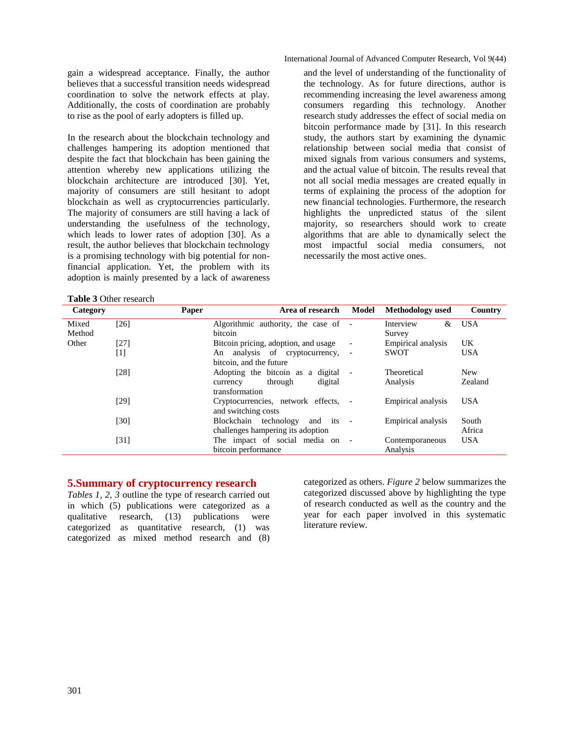gain a widespread acceptance. Finally, the author believes that a successful transition needs widespread coordination to solve the network effects at play. Additionally, the costs of coordination are probably to rise as the pool of early adopters is filled up.

In the research about the blockchain technology and challenges hampering its adoption mentioned that despite the fact that blockchain has been gaining the attention whereby new applications utilizing the blockchain architecture are introduced [30]. Yet, majority of consumers are still hesitant to adopt blockchain as well as cryptocurrencies particularly. The majority of consumers are still having a lack of understanding the usefulness of the technology, which leads to lower rates of adoption [30]. As a result, the author believes that blockchain technology is a promising technology with big potential for non-financial application. Yet, the problem with its adoption is mainly presented by a lack of awareness and the level of understanding of the functionality of the technology. As for future directions, author is recommending increasing the level awareness among consumers regarding this technology. Another research study addresses the effect of social media on bitcoin performance made by [31]. In this research study, the authors start by examining the dynamic relationship between social media that consist of mixed signals from various consumers and systems, and the actual value of bitcoin. The results reveal that not all social media messages are created equally in terms of explaining the process of the adoption for new financial technologies. Furthermore, the research highlights the unpredicted status of the silent majority, so researchers should work to create algorithms that are able to dynamically select the most impactful social media consumers, not necessarily the most active ones.

**Table 3** Other research

| Category | Paper | Area of research | Model | Methodology used | Country |
|---|---|---|---|---|---|
| Mixed Method | [26] | Algorithmic authority, the case of bitcoin | - | Interview & Survey | USA |
| Other | [27] | Bitcoin pricing, adoption, and usage | - | Empirical analysis | UK |
| | [1] | An analysis of cryptocurrency, bitcoin, and the future | - | SWOT | USA |
| | [28] | Adopting the bitcoin as a digital currency through digital transformation | - | Theoretical Analysis | New Zealand |
| | [29] | Cryptocurrencies, network effects, and switching costs | - | Empirical analysis | USA |
| | [30] | Blockchain technology and its challenges hampering its adoption | - | Empirical analysis | South Africa |
| | [31] | The impact of social media on bitcoin performance | - | Contemporaneous Analysis | USA |

## 5.Summary of cryptocurrency research

*Tables 1, 2, 3* outline the type of research carried out in which (5) publications were categorized as a qualitative research, (13) publications were categorized as quantitative research, (1) was categorized as mixed method research and (8) categorized as others. *Figure 2* below summarizes the categorized discussed above by highlighting the type of research conducted as well as the country and the year for each paper involved in this systematic literature review.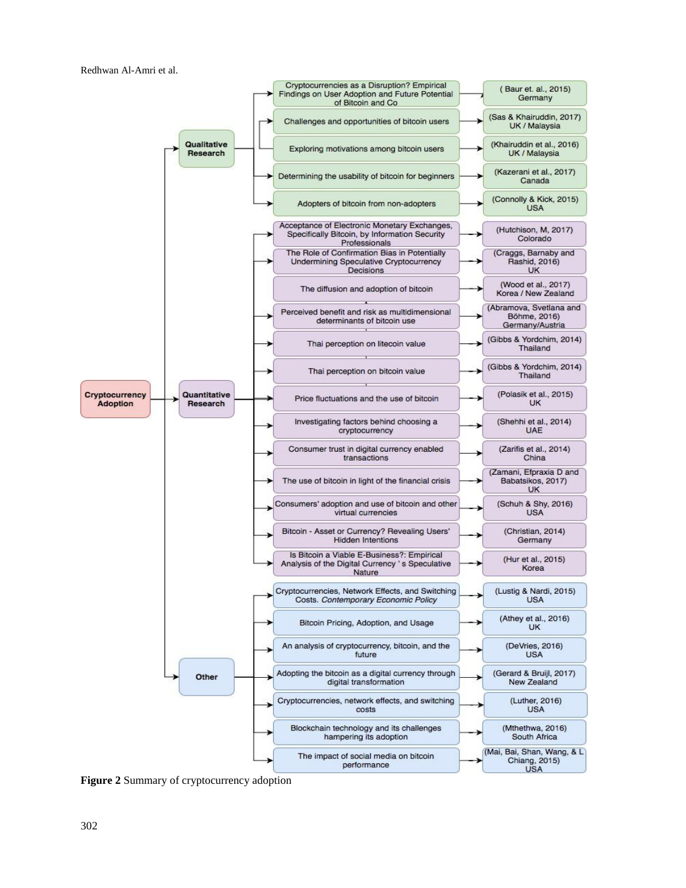- **Cryptocurrency Adoption**
  - **Qualitative Research**
    - Cryptocurrencies as a Disruption? Empirical Findings on User Adoption and Future Potential of Bitcoin and Co → (Baur et. al., 2015) Germany
    - Challenges and opportunities of bitcoin users → (Sas & Khairuddin, 2017) UK / Malaysia
    - Exploring motivations among bitcoin users → (Khairuddin et al., 2016) UK / Malaysia
    - Determining the usability of bitcoin for beginners → (Kazerani et al., 2017) Canada
    - Adopters of bitcoin from non-adopters → (Connolly & Kick, 2015) USA
  - **Quantitative Research**
    - Acceptance of Electronic Monetary Exchanges, Specifically Bitcoin, by Information Security Professionals → (Hutchison, M, 2017) Colorado
    - The Role of Confirmation Bias in Potentially Undermining Speculative Cryptocurrency Decisions → (Craggs, Barnaby and Rashid, 2016) UK
    - The diffusion and adoption of bitcoin → (Wood et al., 2017) Korea / New Zealand
    - Perceived benefit and risk as multidimensional determinants of bitcoin use → (Abramova, Svetlana and Böhme, 2016) Germany/Austria
    - Thai perception on litecoin value → (Gibbs & Yordchim, 2014) Thailand
    - Thai perception on bitcoin value → (Gibbs & Yordchim, 2014) Thailand
    - Price fluctuations and the use of bitcoin → (Polasik et al., 2015) UK
    - Investigating factors behind choosing a cryptocurrency → (Shehhi et al., 2014) UAE
    - Consumer trust in digital currency enabled transactions → (Zarifis et al., 2014) China
    - The use of bitcoin in light of the financial crisis → (Zamani, Efpraxia D and Babatsikos, 2017) UK
    - Consumers' adoption and use of bitcoin and other virtual currencies → (Schuh & Shy, 2016) USA
    - Bitcoin - Asset or Currency? Revealing Users' Hidden Intentions → (Christian, 2014) Germany
    - Is Bitcoin a Viable E-Business?: Empirical Analysis of the Digital Currency ' s Speculative Nature → (Hur et al., 2015) Korea
  - **Other**
    - Cryptocurrencies, Network Effects, and Switching Costs. *Contemporary Economic Policy* → (Lustig & Nardi, 2015) USA
    - Bitcoin Pricing, Adoption, and Usage → (Athey et al., 2016) UK
    - An analysis of cryptocurrency, bitcoin, and the future → (DeVries, 2016) USA
    - Adopting the bitcoin as a digital currency through digital transformation → (Gerard & Bruijl, 2017) New Zealand
    - Cryptocurrencies, network effects, and switching costs → (Luther, 2016) USA
    - Blockchain technology and its challenges hampering its adoption → (Mthethwa, 2016) South Africa
    - The impact of social media on bitcoin performance → (Mai, Bai, Shan, Wang, & L Chiang, 2015) USA

**Figure 2** Summary of cryptocurrency adoption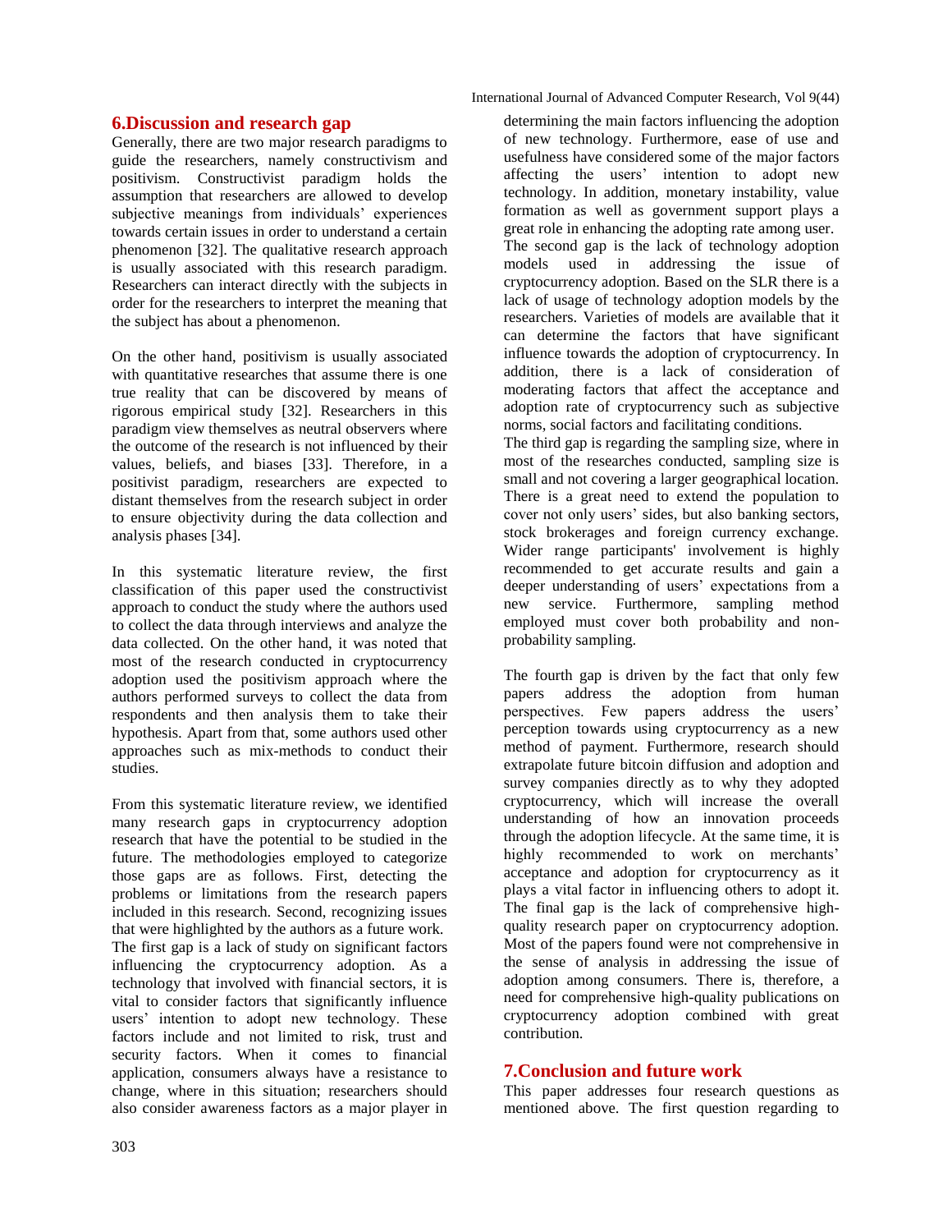## 6.Discussion and research gap

Generally, there are two major research paradigms to guide the researchers, namely constructivism and positivism. Constructivist paradigm holds the assumption that researchers are allowed to develop subjective meanings from individuals' experiences towards certain issues in order to understand a certain phenomenon [32]. The qualitative research approach is usually associated with this research paradigm. Researchers can interact directly with the subjects in order for the researchers to interpret the meaning that the subject has about a phenomenon.

On the other hand, positivism is usually associated with quantitative researches that assume there is one true reality that can be discovered by means of rigorous empirical study [32]. Researchers in this paradigm view themselves as neutral observers where the outcome of the research is not influenced by their values, beliefs, and biases [33]. Therefore, in a positivist paradigm, researchers are expected to distant themselves from the research subject in order to ensure objectivity during the data collection and analysis phases [34].

In this systematic literature review, the first classification of this paper used the constructivist approach to conduct the study where the authors used to collect the data through interviews and analyze the data collected. On the other hand, it was noted that most of the research conducted in cryptocurrency adoption used the positivism approach where the authors performed surveys to collect the data from respondents and then analysis them to take their hypothesis. Apart from that, some authors used other approaches such as mix-methods to conduct their studies.

From this systematic literature review, we identified many research gaps in cryptocurrency adoption research that have the potential to be studied in the future. The methodologies employed to categorize those gaps are as follows. First, detecting the problems or limitations from the research papers included in this research. Second, recognizing issues that were highlighted by the authors as a future work.
The first gap is a lack of study on significant factors influencing the cryptocurrency adoption. As a technology that involved with financial sectors, it is vital to consider factors that significantly influence users' intention to adopt new technology. These factors include and not limited to risk, trust and security factors. When it comes to financial application, consumers always have a resistance to change, where in this situation; researchers should also consider awareness factors as a major player in determining the main factors influencing the adoption of new technology. Furthermore, ease of use and usefulness have considered some of the major factors affecting the users' intention to adopt new technology. In addition, monetary instability, value formation as well as government support plays a great role in enhancing the adopting rate among user.
The second gap is the lack of technology adoption models used in addressing the issue of cryptocurrency adoption. Based on the SLR there is a lack of usage of technology adoption models by the researchers. Varieties of models are available that it can determine the factors that have significant influence towards the adoption of cryptocurrency. In addition, there is a lack of consideration of moderating factors that affect the acceptance and adoption rate of cryptocurrency such as subjective norms, social factors and facilitating conditions.
The third gap is regarding the sampling size, where in most of the researches conducted, sampling size is small and not covering a larger geographical location. There is a great need to extend the population to cover not only users' sides, but also banking sectors, stock brokerages and foreign currency exchange. Wider range participants' involvement is highly recommended to get accurate results and gain a deeper understanding of users' expectations from a new service. Furthermore, sampling method employed must cover both probability and non-probability sampling.

The fourth gap is driven by the fact that only few papers address the adoption from human perspectives. Few papers address the users' perception towards using cryptocurrency as a new method of payment. Furthermore, research should extrapolate future bitcoin diffusion and adoption and survey companies directly as to why they adopted cryptocurrency, which will increase the overall understanding of how an innovation proceeds through the adoption lifecycle. At the same time, it is highly recommended to work on merchants' acceptance and adoption for cryptocurrency as it plays a vital factor in influencing others to adopt it.
The final gap is the lack of comprehensive high-quality research paper on cryptocurrency adoption. Most of the papers found were not comprehensive in the sense of analysis in addressing the issue of adoption among consumers. There is, therefore, a need for comprehensive high-quality publications on cryptocurrency adoption combined with great contribution.

## 7.Conclusion and future work

This paper addresses four research questions as mentioned above. The first question regarding to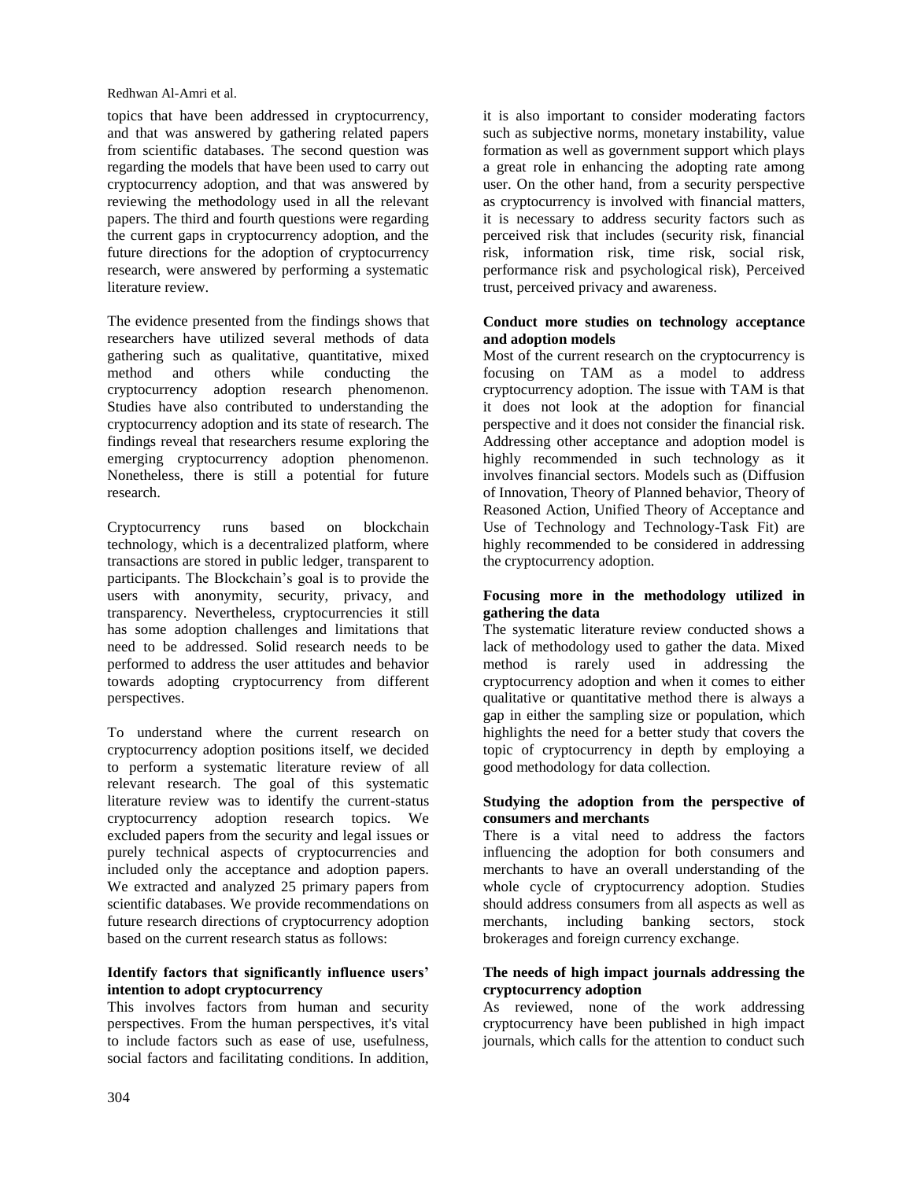topics that have been addressed in cryptocurrency, and that was answered by gathering related papers from scientific databases. The second question was regarding the models that have been used to carry out cryptocurrency adoption, and that was answered by reviewing the methodology used in all the relevant papers. The third and fourth questions were regarding the current gaps in cryptocurrency adoption, and the future directions for the adoption of cryptocurrency research, were answered by performing a systematic literature review.

The evidence presented from the findings shows that researchers have utilized several methods of data gathering such as qualitative, quantitative, mixed method and others while conducting the cryptocurrency adoption research phenomenon. Studies have also contributed to understanding the cryptocurrency adoption and its state of research. The findings reveal that researchers resume exploring the emerging cryptocurrency adoption phenomenon. Nonetheless, there is still a potential for future research.

Cryptocurrency runs based on blockchain technology, which is a decentralized platform, where transactions are stored in public ledger, transparent to participants. The Blockchain's goal is to provide the users with anonymity, security, privacy, and transparency. Nevertheless, cryptocurrencies it still has some adoption challenges and limitations that need to be addressed. Solid research needs to be performed to address the user attitudes and behavior towards adopting cryptocurrency from different perspectives.

To understand where the current research on cryptocurrency adoption positions itself, we decided to perform a systematic literature review of all relevant research. The goal of this systematic literature review was to identify the current-status cryptocurrency adoption research topics. We excluded papers from the security and legal issues or purely technical aspects of cryptocurrencies and included only the acceptance and adoption papers. We extracted and analyzed 25 primary papers from scientific databases. We provide recommendations on future research directions of cryptocurrency adoption based on the current research status as follows:

**Identify factors that significantly influence users' intention to adopt cryptocurrency**

This involves factors from human and security perspectives. From the human perspectives, it's vital to include factors such as ease of use, usefulness, social factors and facilitating conditions. In addition, it is also important to consider moderating factors such as subjective norms, monetary instability, value formation as well as government support which plays a great role in enhancing the adopting rate among user. On the other hand, from a security perspective as cryptocurrency is involved with financial matters, it is necessary to address security factors such as perceived risk that includes (security risk, financial risk, information risk, time risk, social risk, performance risk and psychological risk), Perceived trust, perceived privacy and awareness.

**Conduct more studies on technology acceptance and adoption models**

Most of the current research on the cryptocurrency is focusing on TAM as a model to address cryptocurrency adoption. The issue with TAM is that it does not look at the adoption for financial perspective and it does not consider the financial risk. Addressing other acceptance and adoption model is highly recommended in such technology as it involves financial sectors. Models such as (Diffusion of Innovation, Theory of Planned behavior, Theory of Reasoned Action, Unified Theory of Acceptance and Use of Technology and Technology-Task Fit) are highly recommended to be considered in addressing the cryptocurrency adoption.

**Focusing more in the methodology utilized in gathering the data**

The systematic literature review conducted shows a lack of methodology used to gather the data. Mixed method is rarely used in addressing the cryptocurrency adoption and when it comes to either qualitative or quantitative method there is always a gap in either the sampling size or population, which highlights the need for a better study that covers the topic of cryptocurrency in depth by employing a good methodology for data collection.

**Studying the adoption from the perspective of consumers and merchants**

There is a vital need to address the factors influencing the adoption for both consumers and merchants to have an overall understanding of the whole cycle of cryptocurrency adoption. Studies should address consumers from all aspects as well as merchants, including banking sectors, stock brokerages and foreign currency exchange.

**The needs of high impact journals addressing the cryptocurrency adoption**

As reviewed, none of the work addressing cryptocurrency have been published in high impact journals, which calls for the attention to conduct such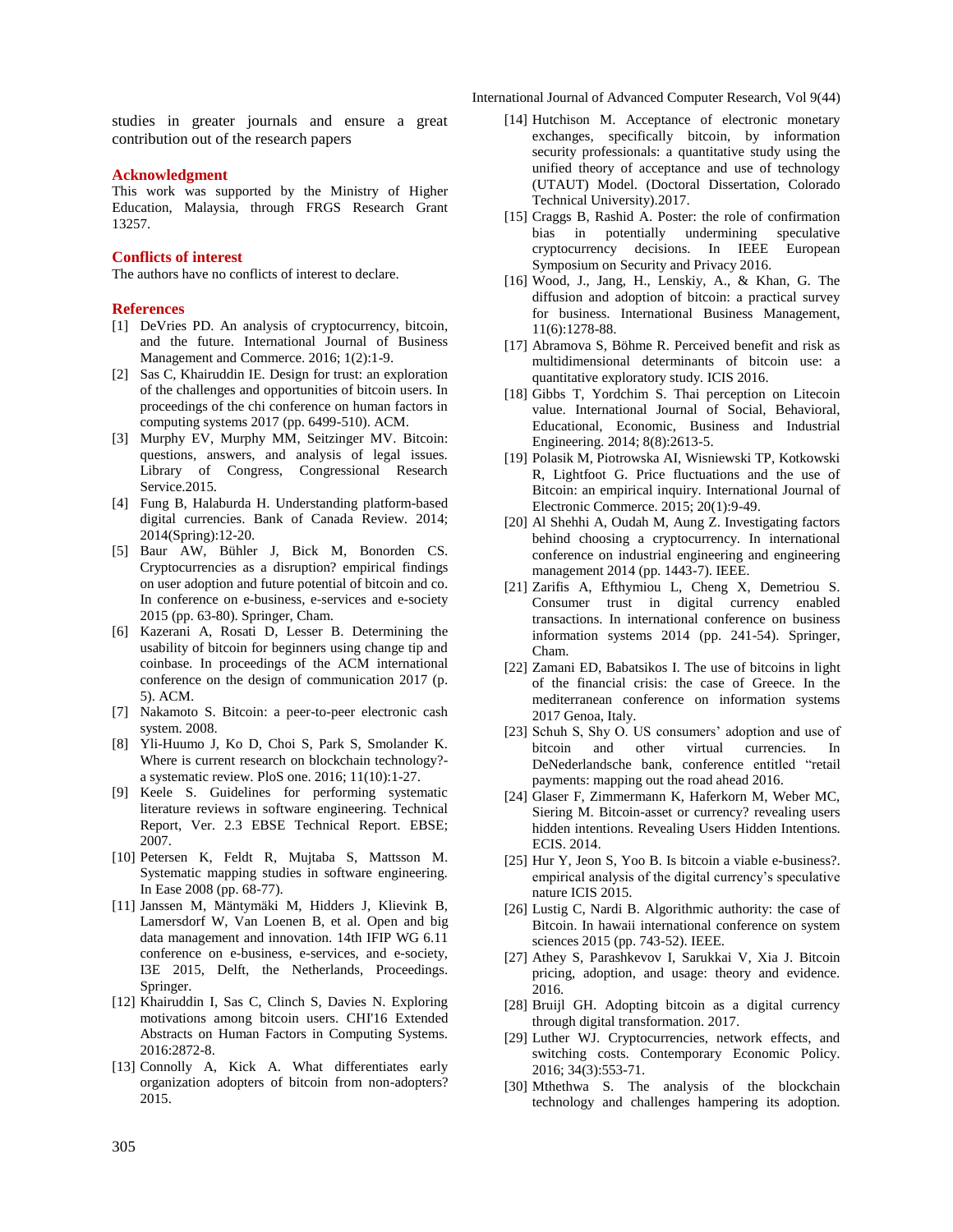studies in greater journals and ensure a great contribution out of the research papers

## Acknowledgment

This work was supported by the Ministry of Higher Education, Malaysia, through FRGS Research Grant 13257.

## Conflicts of interest

The authors have no conflicts of interest to declare.

## References

[1] DeVries PD. An analysis of cryptocurrency, bitcoin, and the future. International Journal of Business Management and Commerce. 2016; 1(2):1-9.

[2] Sas C, Khairuddin IE. Design for trust: an exploration of the challenges and opportunities of bitcoin users. In proceedings of the chi conference on human factors in computing systems 2017 (pp. 6499-510). ACM.

[3] Murphy EV, Murphy MM, Seitzinger MV. Bitcoin: questions, answers, and analysis of legal issues. Library of Congress, Congressional Research Service.2015.

[4] Fung B, Halaburda H. Understanding platform-based digital currencies. Bank of Canada Review. 2014; 2014(Spring):12-20.

[5] Baur AW, Bühler J, Bick M, Bonorden CS. Cryptocurrencies as a disruption? empirical findings on user adoption and future potential of bitcoin and co. In conference on e-business, e-services and e-society 2015 (pp. 63-80). Springer, Cham.

[6] Kazerani A, Rosati D, Lesser B. Determining the usability of bitcoin for beginners using change tip and coinbase. In proceedings of the ACM international conference on the design of communication 2017 (p. 5). ACM.

[7] Nakamoto S. Bitcoin: a peer-to-peer electronic cash system. 2008.

[8] Yli-Huumo J, Ko D, Choi S, Park S, Smolander K. Where is current research on blockchain technology?-a systematic review. PloS one. 2016; 11(10):1-27.

[9] Keele S. Guidelines for performing systematic literature reviews in software engineering. Technical Report, Ver. 2.3 EBSE Technical Report. EBSE; 2007.

[10] Petersen K, Feldt R, Mujtaba S, Mattsson M. Systematic mapping studies in software engineering. In Ease 2008 (pp. 68-77).

[11] Janssen M, Mäntymäki M, Hidders J, Klievink B, Lamersdorf W, Van Loenen B, et al. Open and big data management and innovation. 14th IFIP WG 6.11 conference on e-business, e-services, and e-society, I3E 2015, Delft, the Netherlands, Proceedings. Springer.

[12] Khairuddin I, Sas C, Clinch S, Davies N. Exploring motivations among bitcoin users. CHI'16 Extended Abstracts on Human Factors in Computing Systems. 2016:2872-8.

[13] Connolly A, Kick A. What differentiates early organization adopters of bitcoin from non-adopters? 2015.

[14] Hutchison M. Acceptance of electronic monetary exchanges, specifically bitcoin, by information security professionals: a quantitative study using the unified theory of acceptance and use of technology (UTAUT) Model. (Doctoral Dissertation, Colorado Technical University).2017.

[15] Craggs B, Rashid A. Poster: the role of confirmation bias in potentially undermining speculative cryptocurrency decisions. In IEEE European Symposium on Security and Privacy 2016.

[16] Wood, J., Jang, H., Lenskiy, A., & Khan, G. The diffusion and adoption of bitcoin: a practical survey for business. International Business Management, 11(6):1278-88.

[17] Abramova S, Böhme R. Perceived benefit and risk as multidimensional determinants of bitcoin use: a quantitative exploratory study. ICIS 2016.

[18] Gibbs T, Yordchim S. Thai perception on Litecoin value. International Journal of Social, Behavioral, Educational, Economic, Business and Industrial Engineering. 2014; 8(8):2613-5.

[19] Polasik M, Piotrowska AI, Wisniewski TP, Kotkowski R, Lightfoot G. Price fluctuations and the use of Bitcoin: an empirical inquiry. International Journal of Electronic Commerce. 2015; 20(1):9-49.

[20] Al Shehhi A, Oudah M, Aung Z. Investigating factors behind choosing a cryptocurrency. In international conference on industrial engineering and engineering management 2014 (pp. 1443-7). IEEE.

[21] Zarifis A, Efthymiou L, Cheng X, Demetriou S. Consumer trust in digital currency enabled transactions. In international conference on business information systems 2014 (pp. 241-54). Springer, Cham.

[22] Zamani ED, Babatsikos I. The use of bitcoins in light of the financial crisis: the case of Greece. In the mediterranean conference on information systems 2017 Genoa, Italy.

[23] Schuh S, Shy O. US consumers' adoption and use of bitcoin and other virtual currencies. In DeNederlandsche bank, conference entitled "retail payments: mapping out the road ahead 2016.

[24] Glaser F, Zimmermann K, Haferkorn M, Weber MC, Siering M. Bitcoin-asset or currency? revealing users hidden intentions. Revealing Users Hidden Intentions. ECIS. 2014.

[25] Hur Y, Jeon S, Yoo B. Is bitcoin a viable e-business?. empirical analysis of the digital currency's speculative nature ICIS 2015.

[26] Lustig C, Nardi B. Algorithmic authority: the case of Bitcoin. In hawaii international conference on system sciences 2015 (pp. 743-52). IEEE.

[27] Athey S, Parashkevov I, Sarukkai V, Xia J. Bitcoin pricing, adoption, and usage: theory and evidence. 2016.

[28] Bruijl GH. Adopting bitcoin as a digital currency through digital transformation. 2017.

[29] Luther WJ. Cryptocurrencies, network effects, and switching costs. Contemporary Economic Policy. 2016; 34(3):553-71.

[30] Mthethwa S. The analysis of the blockchain technology and challenges hampering its adoption.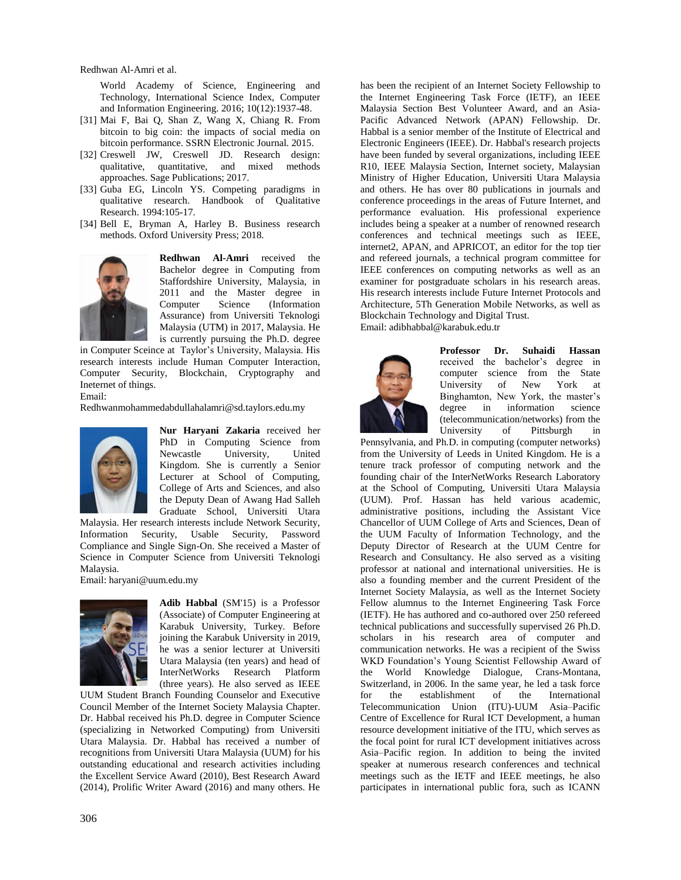World Academy of Science, Engineering and Technology, International Science Index, Computer and Information Engineering. 2016; 10(12):1937-48.

[31] Mai F, Bai Q, Shan Z, Wang X, Chiang R. From bitcoin to big coin: the impacts of social media on bitcoin performance. SSRN Electronic Journal. 2015.

[32] Creswell JW, Creswell JD. Research design: qualitative, quantitative, and mixed methods approaches. Sage Publications; 2017.

[33] Guba EG, Lincoln YS. Competing paradigms in qualitative research. Handbook of Qualitative Research. 1994:105-17.

[34] Bell E, Bryman A, Harley B. Business research methods. Oxford University Press; 2018.

**Redhwan Al-Amri** received the Bachelor degree in Computing from Staffordshire University, Malaysia, in 2011 and the Master degree in Computer Science (Information Assurance) from Universiti Teknologi Malaysia (UTM) in 2017, Malaysia. He is currently pursuing the Ph.D. degree in Computer Sceince at Taylor's University, Malaysia. His research interests include Human Computer Interaction, Computer Security, Blockchain, Cryptography and Ineternet of things.
Email: Redhwanmohammedabdullahalamri@sd.taylors.edu.my

**Nur Haryani Zakaria** received her PhD in Computing Science from Newcastle University, United Kingdom. She is currently a Senior Lecturer at School of Computing, College of Arts and Sciences, and also the Deputy Dean of Awang Had Salleh Graduate School, Universiti Utara Malaysia. Her research interests include Network Security, Information Security, Usable Security, Password Compliance and Single Sign-On. She received a Master of Science in Computer Science from Universiti Teknologi Malaysia.
Email: haryani@uum.edu.my

**Adib Habbal** (SM'15) is a Professor (Associate) of Computer Engineering at Karabuk University, Turkey. Before joining the Karabuk University in 2019, he was a senior lecturer at Universiti Utara Malaysia (ten years) and head of InterNetWorks Research Platform (three years). He also served as IEEE UUM Student Branch Founding Counselor and Executive Council Member of the Internet Society Malaysia Chapter. Dr. Habbal received his Ph.D. degree in Computer Science (specializing in Networked Computing) from Universiti Utara Malaysia. Dr. Habbal has received a number of recognitions from Universiti Utara Malaysia (UUM) for his outstanding educational and research activities including the Excellent Service Award (2010), Best Research Award (2014), Prolific Writer Award (2016) and many others. He has been the recipient of an Internet Society Fellowship to the Internet Engineering Task Force (IETF), an IEEE Malaysia Section Best Volunteer Award, and an Asia-Pacific Advanced Network (APAN) Fellowship. Dr. Habbal is a senior member of the Institute of Electrical and Electronic Engineers (IEEE). Dr. Habbal's research projects have been funded by several organizations, including IEEE R10, IEEE Malaysia Section, Internet society, Malaysian Ministry of Higher Education, Universiti Utara Malaysia and others. He has over 80 publications in journals and conference proceedings in the areas of Future Internet, and performance evaluation. His professional experience includes being a speaker at a number of renowned research conferences and technical meetings such as IEEE, internet2, APAN, and APRICOT, an editor for the top tier and refereed journals, a technical program committee for IEEE conferences on computing networks as well as an examiner for postgraduate scholars in his research areas. His research interests include Future Internet Protocols and Architecture, 5Th Generation Mobile Networks, as well as Blockchain Technology and Digital Trust.
Email: adibhabbal@karabuk.edu.tr

**Professor Dr. Suhaidi Hassan** received the bachelor's degree in computer science from the State University of New York at Binghamton, New York, the master's degree in information science (telecommunication/networks) from the University of Pittsburgh in Pennsylvania, and Ph.D. in computing (computer networks) from the University of Leeds in United Kingdom. He is a tenure track professor of computing network and the founding chair of the InterNetWorks Research Laboratory at the School of Computing, Universiti Utara Malaysia (UUM). Prof. Hassan has held various academic, administrative positions, including the Assistant Vice Chancellor of UUM College of Arts and Sciences, Dean of the UUM Faculty of Information Technology, and the Deputy Director of Research at the UUM Centre for Research and Consultancy. He also served as a visiting professor at national and international universities. He is also a founding member and the current President of the Internet Society Malaysia, as well as the Internet Society Fellow alumnus to the Internet Engineering Task Force (IETF). He has authored and co-authored over 250 refereed technical publications and successfully supervised 26 Ph.D. scholars in his research area of computer and communication networks. He was a recipient of the Swiss WKD Foundation's Young Scientist Fellowship Award of the World Knowledge Dialogue, Crans-Montana, Switzerland, in 2006. In the same year, he led a task force for the establishment of the International Telecommunication Union (ITU)-UUM Asia–Pacific Centre of Excellence for Rural ICT Development, a human resource development initiative of the ITU, which serves as the focal point for rural ICT development initiatives across Asia–Pacific region. In addition to being the invited speaker at numerous research conferences and technical meetings such as the IETF and IEEE meetings, he also participates in international public fora, such as ICANN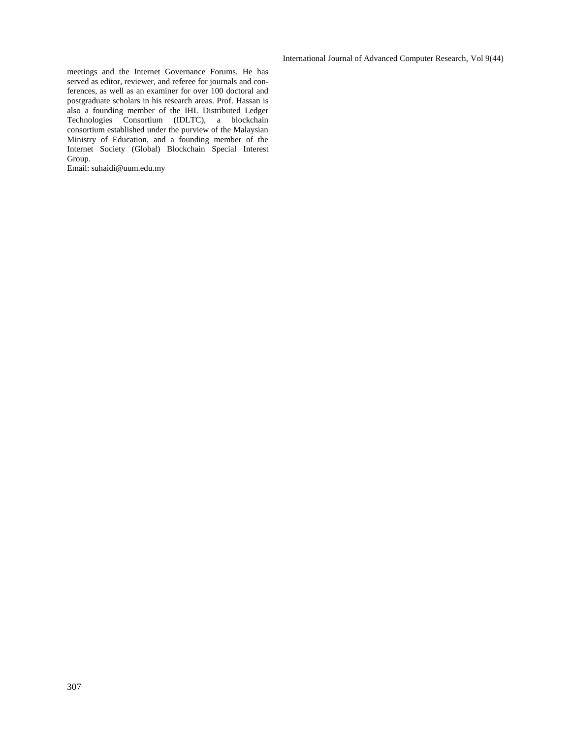meetings and the Internet Governance Forums. He has served as editor, reviewer, and referee for journals and conferences, as well as an examiner for over 100 doctoral and postgraduate scholars in his research areas. Prof. Hassan is also a founding member of the IHL Distributed Ledger Technologies Consortium (IDLTC), a blockchain consortium established under the purview of the Malaysian Ministry of Education, and a founding member of the Internet Society (Global) Blockchain Special Interest Group.

Email: suhaidi@uum.edu.my